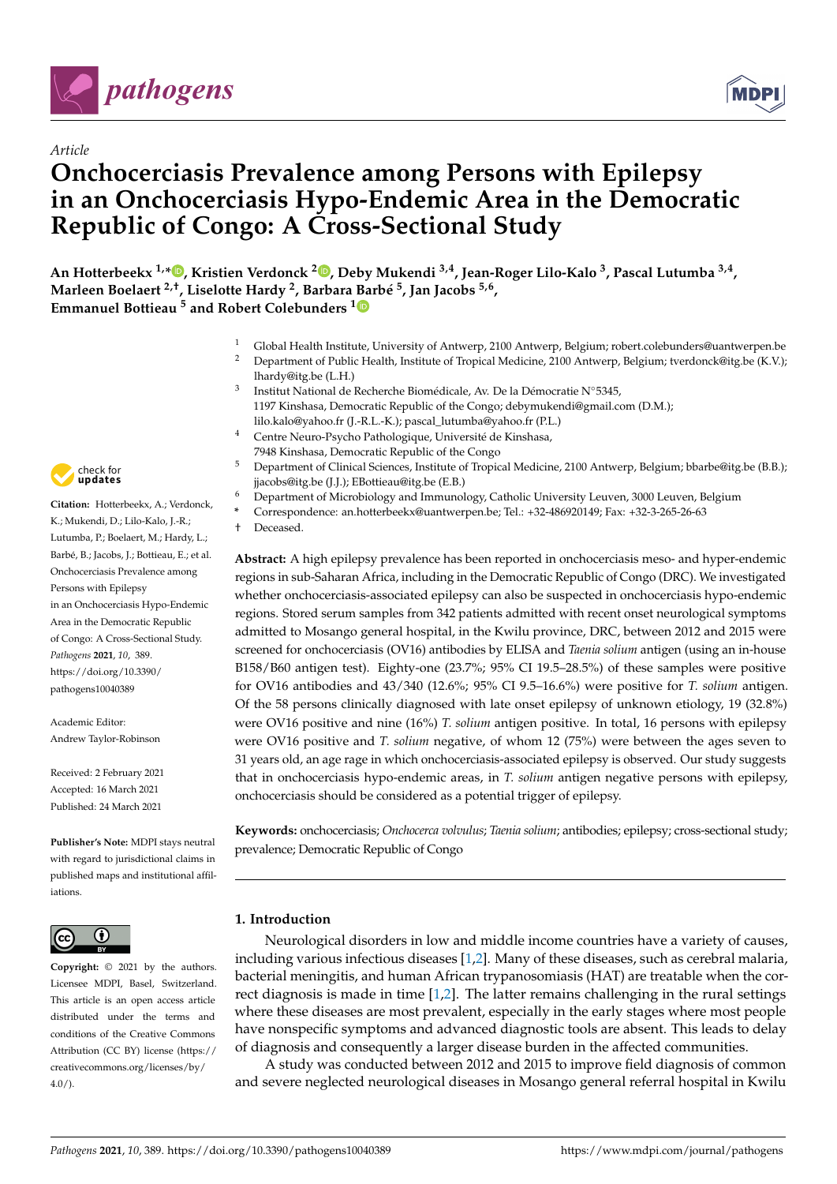*Article*

# Onchocerciasis Prevalence among Persons with Epilepsy in an Onchocerciasis Hypo-Endemic Area in the Democratic Republic of Congo: A Cross-Sectional Study

**An Hotterbeekx [1,*], Kristien Verdonck [2], Deby Mukendi [3,4], Jean-Roger Lilo-Kalo [3], Pascal Lutumba [3,4], Marleen Boelaert [2,†], Liselotte Hardy [2], Barbara Barbé [5], Jan Jacobs [5,6], Emmanuel Bottieau [5] and Robert Colebunders [1]**

[1] Global Health Institute, University of Antwerp, 2100 Antwerp, Belgium; robert.colebunders@uantwerpen.be

[2] Department of Public Health, Institute of Tropical Medicine, 2100 Antwerp, Belgium; tverdonck@itg.be (K.V.); lhardy@itg.be (L.H.)

[3] Institut National de Recherche Biomédicale, Av. De la Démocratie N°5345, 1197 Kinshasa, Democratic Republic of the Congo; debymukendi@gmail.com (D.M.); lilo.kalo@yahoo.fr (J.-R.L.-K.); pascal_lutumba@yahoo.fr (P.L.)

[4] Centre Neuro-Psycho Pathologique, Université de Kinshasa, 7948 Kinshasa, Democratic Republic of the Congo

[5] Department of Clinical Sciences, Institute of Tropical Medicine, 2100 Antwerp, Belgium; bbarbe@itg.be (B.B.); jjacobs@itg.be (J.J.); EBottieau@itg.be (E.B.)

[6] Department of Microbiology and Immunology, Catholic University Leuven, 3000 Leuven, Belgium

\* Correspondence: an.hotterbeekx@uantwerpen.be; Tel.: +32-486920149; Fax: +32-3-265-26-63

† Deceased.

**Citation:** Hotterbeekx, A.; Verdonck, K.; Mukendi, D.; Lilo-Kalo, J.-R.; Lutumba, P.; Boelaert, M.; Hardy, L.; Barbé, B.; Jacobs, J.; Bottieau, E.; et al. Onchocerciasis Prevalence among Persons with Epilepsy in an Onchocerciasis Hypo-Endemic Area in the Democratic Republic of Congo: A Cross-Sectional Study. *Pathogens* **2021**, *10*, 389. https://doi.org/10.3390/pathogens10040389

Academic Editor: Andrew Taylor-Robinson

Received: 2 February 2021
Accepted: 16 March 2021
Published: 24 March 2021

**Publisher's Note:** MDPI stays neutral with regard to jurisdictional claims in published maps and institutional affiliations.

**Copyright:** © 2021 by the authors. Licensee MDPI, Basel, Switzerland. This article is an open access article distributed under the terms and conditions of the Creative Commons Attribution (CC BY) license (https://creativecommons.org/licenses/by/4.0/).

**Abstract:** A high epilepsy prevalence has been reported in onchocerciasis meso- and hyper-endemic regions in sub-Saharan Africa, including in the Democratic Republic of Congo (DRC). We investigated whether onchocerciasis-associated epilepsy can also be suspected in onchocerciasis hypo-endemic regions. Stored serum samples from 342 patients admitted with recent onset neurological symptoms admitted to Mosango general hospital, in the Kwilu province, DRC, between 2012 and 2015 were screened for onchocerciasis (OV16) antibodies by ELISA and *Taenia solium* antigen (using an in-house B158/B60 antigen test). Eighty-one (23.7%; 95% CI 19.5–28.5%) of these samples were positive for OV16 antibodies and 43/340 (12.6%; 95% CI 9.5–16.6%) were positive for *T. solium* antigen. Of the 58 persons clinically diagnosed with late onset epilepsy of unknown etiology, 19 (32.8%) were OV16 positive and nine (16%) *T. solium* antigen positive. In total, 16 persons with epilepsy were OV16 positive and *T. solium* negative, of whom 12 (75%) were between the ages seven to 31 years old, an age rage in which onchocerciasis-associated epilepsy is observed. Our study suggests that in onchocerciasis hypo-endemic areas, in *T. solium* antigen negative persons with epilepsy, onchocerciasis should be considered as a potential trigger of epilepsy.

**Keywords:** onchocerciasis; *Onchocerca volvulus*; *Taenia solium*; antibodies; epilepsy; cross-sectional study; prevalence; Democratic Republic of Congo

## 1. Introduction

Neurological disorders in low and middle income countries have a variety of causes, including various infectious diseases [1,2]. Many of these diseases, such as cerebral malaria, bacterial meningitis, and human African trypanosomiasis (HAT) are treatable when the correct diagnosis is made in time [1,2]. The latter remains challenging in the rural settings where these diseases are most prevalent, especially in the early stages where most people have nonspecific symptoms and advanced diagnostic tools are absent. This leads to delay of diagnosis and consequently a larger disease burden in the affected communities.

A study was conducted between 2012 and 2015 to improve field diagnosis of common and severe neglected neurological diseases in Mosango general referral hospital in Kwilu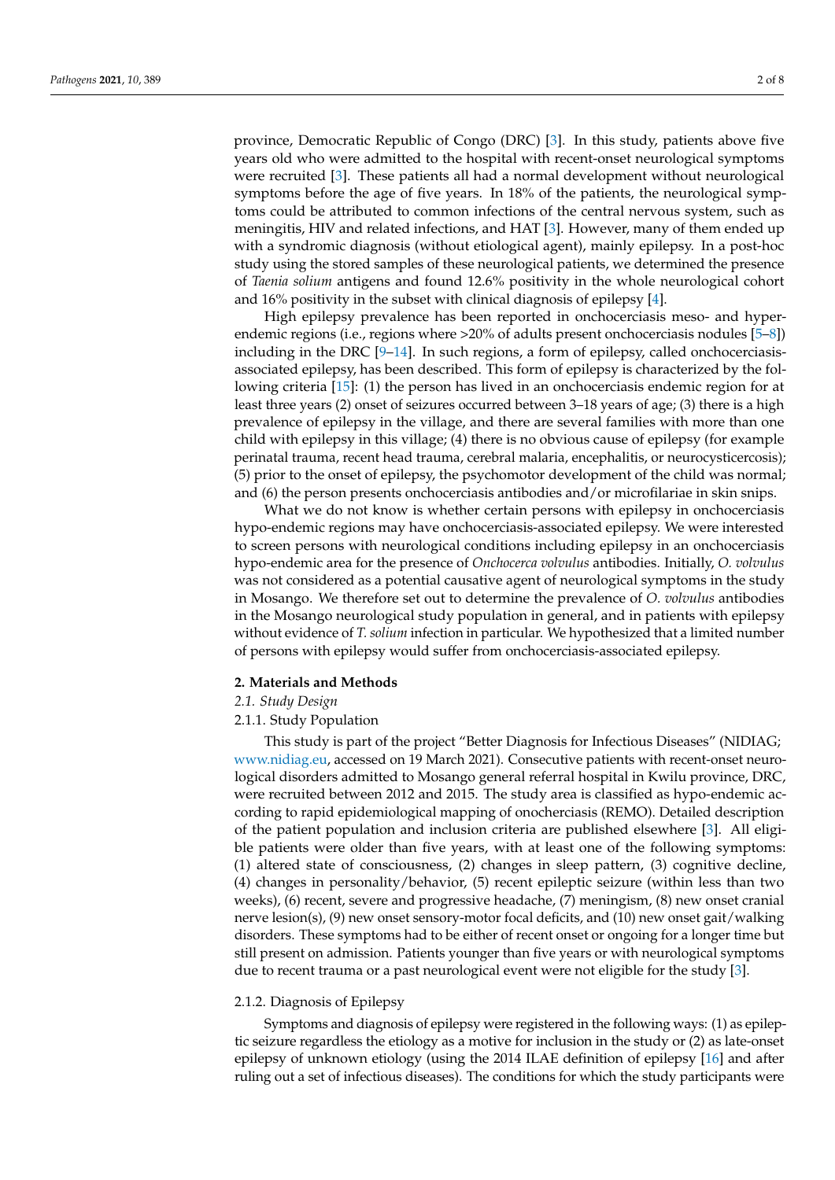province, Democratic Republic of Congo (DRC) [3]. In this study, patients above five years old who were admitted to the hospital with recent-onset neurological symptoms were recruited [3]. These patients all had a normal development without neurological symptoms before the age of five years. In 18% of the patients, the neurological symptoms could be attributed to common infections of the central nervous system, such as meningitis, HIV and related infections, and HAT [3]. However, many of them ended up with a syndromic diagnosis (without etiological agent), mainly epilepsy. In a post-hoc study using the stored samples of these neurological patients, we determined the presence of *Taenia solium* antigens and found 12.6% positivity in the whole neurological cohort and 16% positivity in the subset with clinical diagnosis of epilepsy [4].

High epilepsy prevalence has been reported in onchocerciasis meso- and hyper-endemic regions (i.e., regions where >20% of adults present onchocerciasis nodules [5–8]) including in the DRC [9–14]. In such regions, a form of epilepsy, called onchocerciasis-associated epilepsy, has been described. This form of epilepsy is characterized by the following criteria [15]: (1) the person has lived in an onchocerciasis endemic region for at least three years (2) onset of seizures occurred between 3–18 years of age; (3) there is a high prevalence of epilepsy in the village, and there are several families with more than one child with epilepsy in this village; (4) there is no obvious cause of epilepsy (for example perinatal trauma, recent head trauma, cerebral malaria, encephalitis, or neurocysticercosis); (5) prior to the onset of epilepsy, the psychomotor development of the child was normal; and (6) the person presents onchocerciasis antibodies and/or microfilariae in skin snips.

What we do not know is whether certain persons with epilepsy in onchocerciasis hypo-endemic regions may have onchocerciasis-associated epilepsy. We were interested to screen persons with neurological conditions including epilepsy in an onchocerciasis hypo-endemic area for the presence of *Onchocerca volvulus* antibodies. Initially, *O. volvulus* was not considered as a potential causative agent of neurological symptoms in the study in Mosango. We therefore set out to determine the prevalence of *O. volvulus* antibodies in the Mosango neurological study population in general, and in patients with epilepsy without evidence of *T. solium* infection in particular. We hypothesized that a limited number of persons with epilepsy would suffer from onchocerciasis-associated epilepsy.

## 2. Materials and Methods

### 2.1. Study Design

#### 2.1.1. Study Population

This study is part of the project "Better Diagnosis for Infectious Diseases" (NIDIAG; www.nidiag.eu, accessed on 19 March 2021). Consecutive patients with recent-onset neurological disorders admitted to Mosango general referral hospital in Kwilu province, DRC, were recruited between 2012 and 2015. The study area is classified as hypo-endemic according to rapid epidemiological mapping of onocherciasis (REMO). Detailed description of the patient population and inclusion criteria are published elsewhere [3]. All eligible patients were older than five years, with at least one of the following symptoms: (1) altered state of consciousness, (2) changes in sleep pattern, (3) cognitive decline, (4) changes in personality/behavior, (5) recent epileptic seizure (within less than two weeks), (6) recent, severe and progressive headache, (7) meningism, (8) new onset cranial nerve lesion(s), (9) new onset sensory-motor focal deficits, and (10) new onset gait/walking disorders. These symptoms had to be either of recent onset or ongoing for a longer time but still present on admission. Patients younger than five years or with neurological symptoms due to recent trauma or a past neurological event were not eligible for the study [3].

#### 2.1.2. Diagnosis of Epilepsy

Symptoms and diagnosis of epilepsy were registered in the following ways: (1) as epileptic seizure regardless the etiology as a motive for inclusion in the study or (2) as late-onset epilepsy of unknown etiology (using the 2014 ILAE definition of epilepsy [16] and after ruling out a set of infectious diseases). The conditions for which the study participants were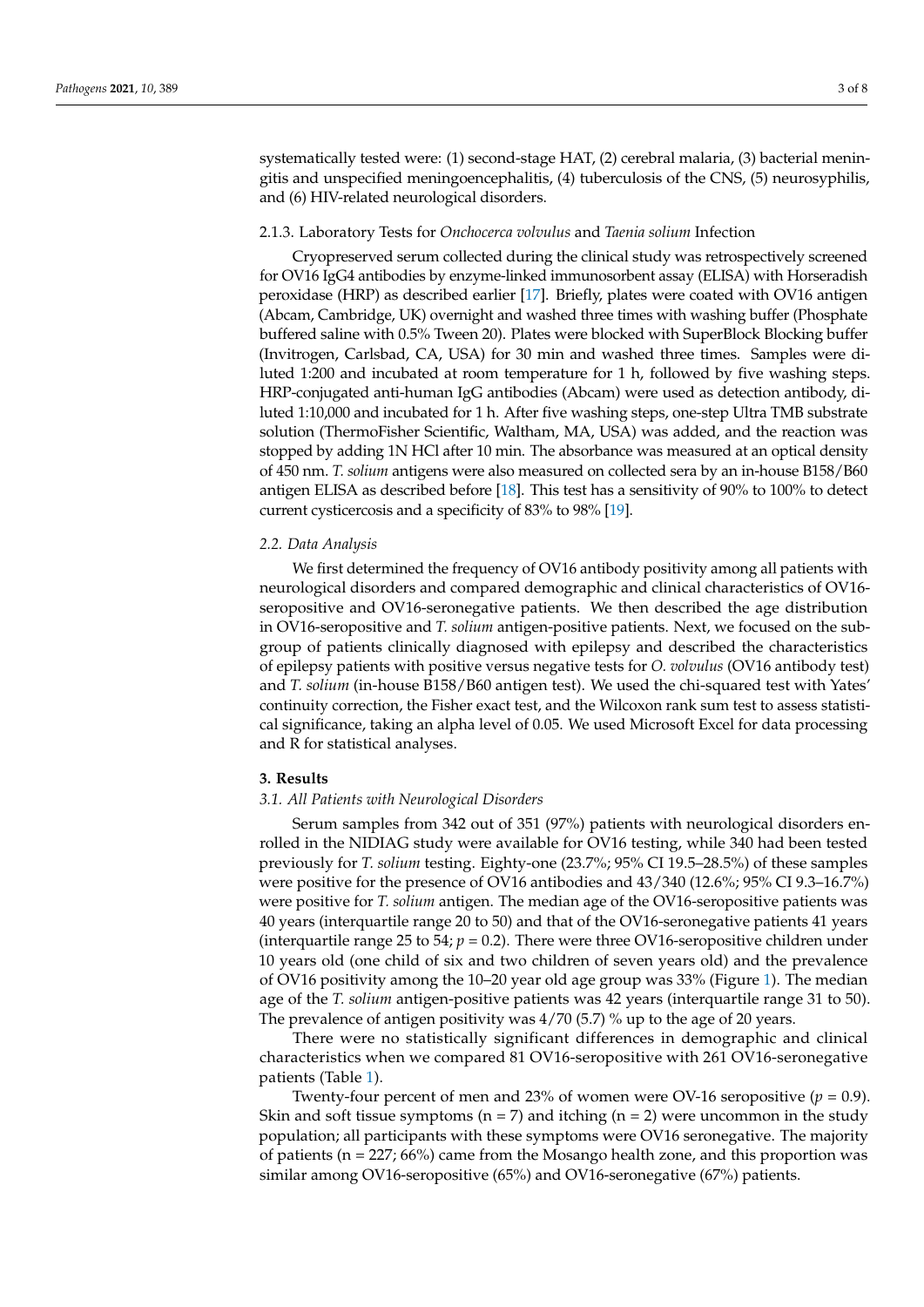systematically tested were: (1) second-stage HAT, (2) cerebral malaria, (3) bacterial meningitis and unspecified meningoencephalitis, (4) tuberculosis of the CNS, (5) neurosyphilis, and (6) HIV-related neurological disorders.

#### 2.1.3. Laboratory Tests for *Onchocerca volvulus* and *Taenia solium* Infection

Cryopreserved serum collected during the clinical study was retrospectively screened for OV16 IgG4 antibodies by enzyme-linked immunosorbent assay (ELISA) with Horseradish peroxidase (HRP) as described earlier [17]. Briefly, plates were coated with OV16 antigen (Abcam, Cambridge, UK) overnight and washed three times with washing buffer (Phosphate buffered saline with 0.5% Tween 20). Plates were blocked with SuperBlock Blocking buffer (Invitrogen, Carlsbad, CA, USA) for 30 min and washed three times. Samples were diluted 1:200 and incubated at room temperature for 1 h, followed by five washing steps. HRP-conjugated anti-human IgG antibodies (Abcam) were used as detection antibody, diluted 1:10,000 and incubated for 1 h. After five washing steps, one-step Ultra TMB substrate solution (ThermoFisher Scientific, Waltham, MA, USA) was added, and the reaction was stopped by adding 1N HCl after 10 min. The absorbance was measured at an optical density of 450 nm. *T. solium* antigens were also measured on collected sera by an in-house B158/B60 antigen ELISA as described before [18]. This test has a sensitivity of 90% to 100% to detect current cysticercosis and a specificity of 83% to 98% [19].

### *2.2. Data Analysis*

We first determined the frequency of OV16 antibody positivity among all patients with neurological disorders and compared demographic and clinical characteristics of OV16-seropositive and OV16-seronegative patients. We then described the age distribution in OV16-seropositive and *T. solium* antigen-positive patients. Next, we focused on the subgroup of patients clinically diagnosed with epilepsy and described the characteristics of epilepsy patients with positive versus negative tests for *O. volvulus* (OV16 antibody test) and *T. solium* (in-house B158/B60 antigen test). We used the chi-squared test with Yates' continuity correction, the Fisher exact test, and the Wilcoxon rank sum test to assess statistical significance, taking an alpha level of 0.05. We used Microsoft Excel for data processing and R for statistical analyses.

## 3. Results

### *3.1. All Patients with Neurological Disorders*

Serum samples from 342 out of 351 (97%) patients with neurological disorders enrolled in the NIDIAG study were available for OV16 testing, while 340 had been tested previously for *T. solium* testing. Eighty-one (23.7%; 95% CI 19.5–28.5%) of these samples were positive for the presence of OV16 antibodies and 43/340 (12.6%; 95% CI 9.3–16.7%) were positive for *T. solium* antigen. The median age of the OV16-seropositive patients was 40 years (interquartile range 20 to 50) and that of the OV16-seronegative patients 41 years (interquartile range 25 to 54; $p = 0.2$). There were three OV16-seropositive children under 10 years old (one child of six and two children of seven years old) and the prevalence of OV16 positivity among the 10–20 year old age group was 33% (Figure 1). The median age of the *T. solium* antigen-positive patients was 42 years (interquartile range 31 to 50). The prevalence of antigen positivity was 4/70 (5.7) % up to the age of 20 years.

There were no statistically significant differences in demographic and clinical characteristics when we compared 81 OV16-seropositive with 261 OV16-seronegative patients (Table 1).

Twenty-four percent of men and 23% of women were OV-16 seropositive ($p = 0.9$). Skin and soft tissue symptoms (n = 7) and itching (n = 2) were uncommon in the study population; all participants with these symptoms were OV16 seronegative. The majority of patients (n = 227; 66%) came from the Mosango health zone, and this proportion was similar among OV16-seropositive (65%) and OV16-seronegative (67%) patients.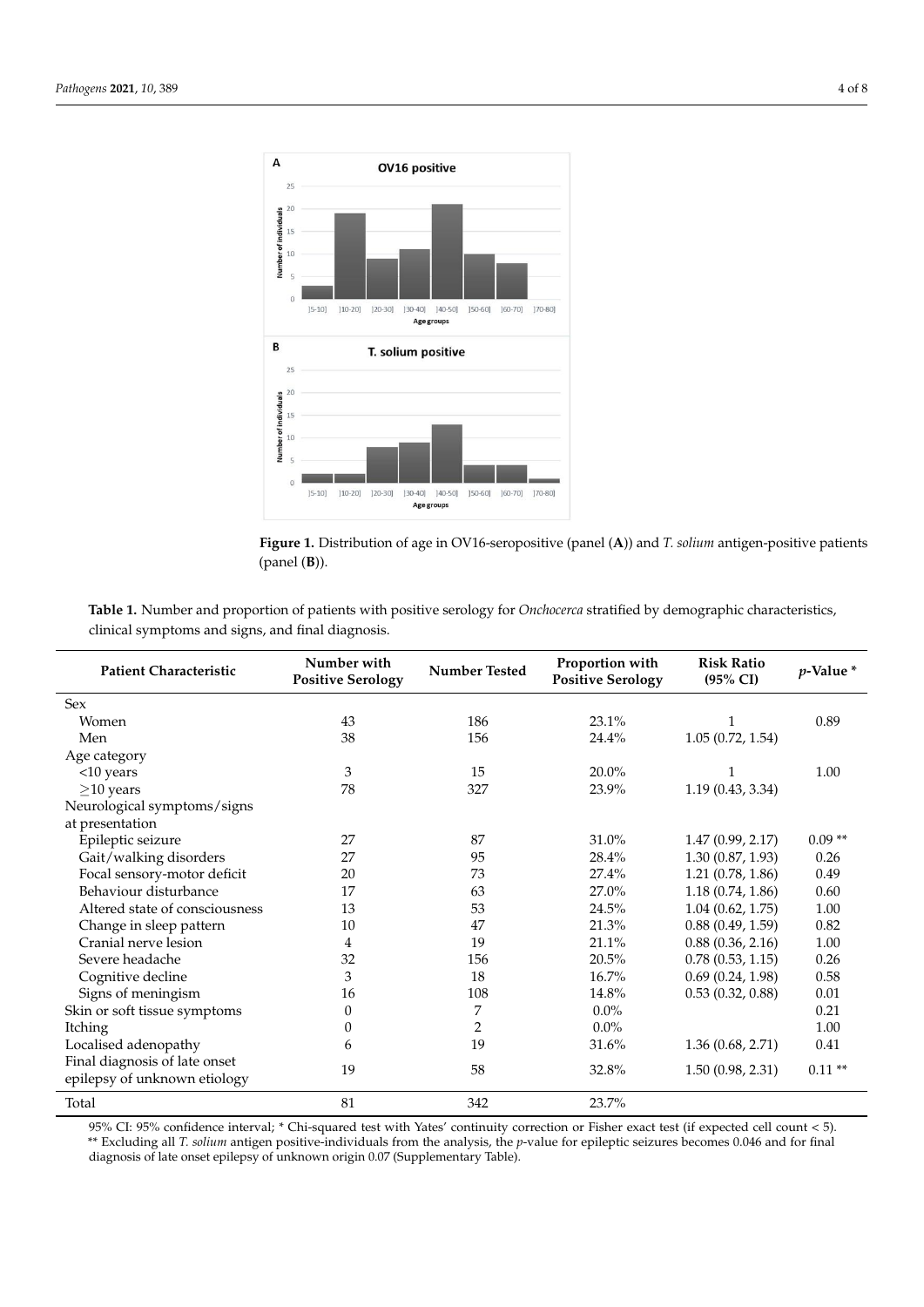**Figure 1.** Distribution of age in OV16-seropositive (panel (**A**)) and *T. solium* antigen-positive patients (panel (**B**)).

**Table 1.** Number and proportion of patients with positive serology for *Onchocerca* stratified by demographic characteristics, clinical symptoms and signs, and final diagnosis.

| Patient Characteristic | Number with Positive Serology | Number Tested | Proportion with Positive Serology | Risk Ratio (95% CI) | *p*-Value * |
|---|---|---|---|---|---|
| Sex | | | | | |
| Women | 43 | 186 | 23.1% | 1 | 0.89 |
| Men | 38 | 156 | 24.4% | 1.05 (0.72, 1.54) | |
| Age category | | | | | |
| <10 years | 3 | 15 | 20.0% | 1 | 1.00 |
| ≥10 years | 78 | 327 | 23.9% | 1.19 (0.43, 3.34) | |
| Neurological symptoms/signs at presentation | | | | | |
| Epileptic seizure | 27 | 87 | 31.0% | 1.47 (0.99, 2.17) | 0.09 ** |
| Gait/walking disorders | 27 | 95 | 28.4% | 1.30 (0.87, 1.93) | 0.26 |
| Focal sensory-motor deficit | 20 | 73 | 27.4% | 1.21 (0.78, 1.86) | 0.49 |
| Behaviour disturbance | 17 | 63 | 27.0% | 1.18 (0.74, 1.86) | 0.60 |
| Altered state of consciousness | 13 | 53 | 24.5% | 1.04 (0.62, 1.75) | 1.00 |
| Change in sleep pattern | 10 | 47 | 21.3% | 0.88 (0.49, 1.59) | 0.82 |
| Cranial nerve lesion | 4 | 19 | 21.1% | 0.88 (0.36, 2.16) | 1.00 |
| Severe headache | 32 | 156 | 20.5% | 0.78 (0.53, 1.15) | 0.26 |
| Cognitive decline | 3 | 18 | 16.7% | 0.69 (0.24, 1.98) | 0.58 |
| Signs of meningism | 16 | 108 | 14.8% | 0.53 (0.32, 0.88) | 0.01 |
| Skin or soft tissue symptoms | 0 | 7 | 0.0% | | 0.21 |
| Itching | 0 | 2 | 0.0% | | 1.00 |
| Localised adenopathy | 6 | 19 | 31.6% | 1.36 (0.68, 2.71) | 0.41 |
| Final diagnosis of late onset epilepsy of unknown etiology | 19 | 58 | 32.8% | 1.50 (0.98, 2.31) | 0.11 ** |
| Total | 81 | 342 | 23.7% | | |

95% CI: 95% confidence interval; * Chi-squared test with Yates' continuity correction or Fisher exact test (if expected cell count < 5). ** Excluding all *T. solium* antigen positive-individuals from the analysis, the *p*-value for epileptic seizures becomes 0.046 and for final diagnosis of late onset epilepsy of unknown origin 0.07 (Supplementary Table).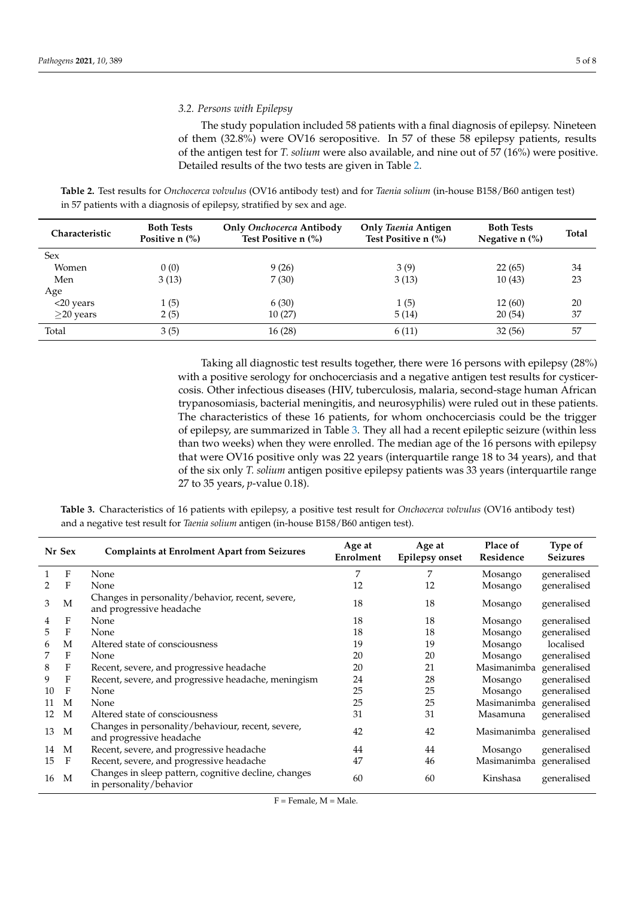### 3.2. Persons with Epilepsy

The study population included 58 patients with a final diagnosis of epilepsy. Nineteen of them (32.8%) were OV16 seropositive. In 57 of these 58 epilepsy patients, results of the antigen test for *T. solium* were also available, and nine out of 57 (16%) were positive. Detailed results of the two tests are given in Table 2.

**Table 2.** Test results for *Onchocerca volvulus* (OV16 antibody test) and for *Taenia solium* (in-house B158/B60 antigen test) in 57 patients with a diagnosis of epilepsy, stratified by sex and age.

| Characteristic | Both Tests Positive n (%) | Only *Onchocerca* Antibody Test Positive n (%) | Only *Taenia* Antigen Test Positive n (%) | Both Tests Negative n (%) | Total |
|---|---|---|---|---|---|
| Sex | | | | | |
| Women | 0 (0) | 9 (26) | 3 (9) | 22 (65) | 34 |
| Men | 3 (13) | 7 (30) | 3 (13) | 10 (43) | 23 |
| Age | | | | | |
| <20 years | 1 (5) | 6 (30) | 1 (5) | 12 (60) | 20 |
| ≥20 years | 2 (5) | 10 (27) | 5 (14) | 20 (54) | 37 |
| Total | 3 (5) | 16 (28) | 6 (11) | 32 (56) | 57 |

Taking all diagnostic test results together, there were 16 persons with epilepsy (28%) with a positive serology for onchocerciasis and a negative antigen test results for cysticercosis. Other infectious diseases (HIV, tuberculosis, malaria, second-stage human African trypanosomiasis, bacterial meningitis, and neurosyphilis) were ruled out in these patients. The characteristics of these 16 patients, for whom onchocerciasis could be the trigger of epilepsy, are summarized in Table 3. They all had a recent epileptic seizure (within less than two weeks) when they were enrolled. The median age of the 16 persons with epilepsy that were OV16 positive only was 22 years (interquartile range 18 to 34 years), and that of the six only *T. solium* antigen positive epilepsy patients was 33 years (interquartile range 27 to 35 years, $p$-value 0.18).

**Table 3.** Characteristics of 16 patients with epilepsy, a positive test result for *Onchocerca volvulus* (OV16 antibody test) and a negative test result for *Taenia solium* antigen (in-house B158/B60 antigen test).

| Nr | Sex | Complaints at Enrolment Apart from Seizures | Age at Enrolment | Age at Epilepsy onset | Place of Residence | Type of Seizures |
|---|---|---|---|---|---|---|
| 1 | F | None | 7 | 7 | Mosango | generalised |
| 2 | F | None | 12 | 12 | Mosango | generalised |
| 3 | M | Changes in personality/behavior, recent, severe, and progressive headache | 18 | 18 | Mosango | generalised |
| 4 | F | None | 18 | 18 | Mosango | generalised |
| 5 | F | None | 18 | 18 | Mosango | generalised |
| 6 | M | Altered state of consciousness | 19 | 19 | Mosango | localised |
| 7 | F | None | 20 | 20 | Mosango | generalised |
| 8 | F | Recent, severe, and progressive headache | 20 | 21 | Masimanimba | generalised |
| 9 | F | Recent, severe, and progressive headache, meningism | 24 | 28 | Mosango | generalised |
| 10 | F | None | 25 | 25 | Mosango | generalised |
| 11 | M | None | 25 | 25 | Masimanimba | generalised |
| 12 | M | Altered state of consciousness | 31 | 31 | Masamuna | generalised |
| 13 | M | Changes in personality/behaviour, recent, severe, and progressive headache | 42 | 42 | Masimanimba | generalised |
| 14 | M | Recent, severe, and progressive headache | 44 | 44 | Mosango | generalised |
| 15 | F | Recent, severe, and progressive headache | 47 | 46 | Masimanimba | generalised |
| 16 | M | Changes in sleep pattern, cognitive decline, changes in personality/behavior | 60 | 60 | Kinshasa | generalised |

F = Female, M = Male.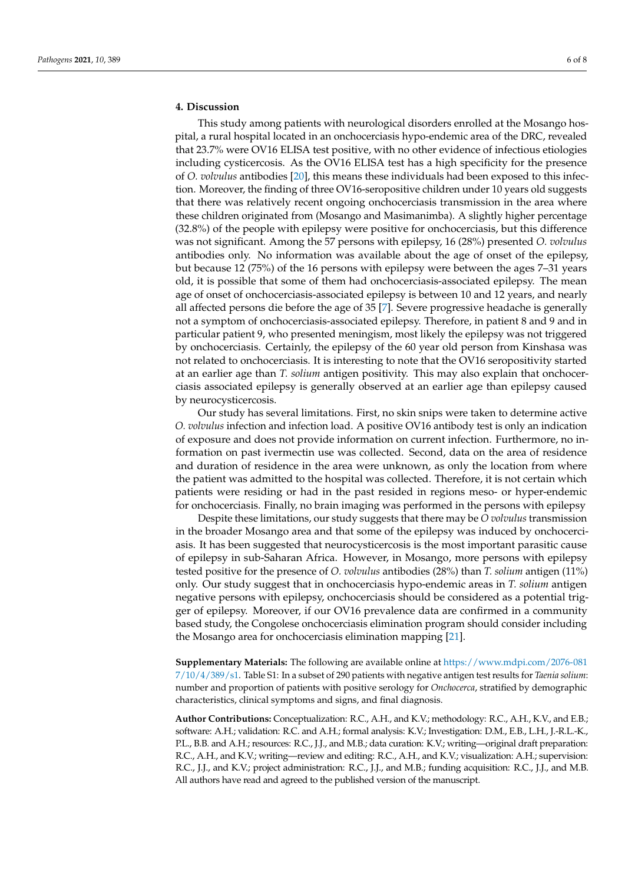## 4. Discussion

This study among patients with neurological disorders enrolled at the Mosango hospital, a rural hospital located in an onchocerciasis hypo-endemic area of the DRC, revealed that 23.7% were OV16 ELISA test positive, with no other evidence of infectious etiologies including cysticercosis. As the OV16 ELISA test has a high specificity for the presence of *O. volvulus* antibodies [20], this means these individuals had been exposed to this infection. Moreover, the finding of three OV16-seropositive children under 10 years old suggests that there was relatively recent ongoing onchocerciasis transmission in the area where these children originated from (Mosango and Masimanimba). A slightly higher percentage (32.8%) of the people with epilepsy were positive for onchocerciasis, but this difference was not significant. Among the 57 persons with epilepsy, 16 (28%) presented *O. volvulus* antibodies only. No information was available about the age of onset of the epilepsy, but because 12 (75%) of the 16 persons with epilepsy were between the ages 7–31 years old, it is possible that some of them had onchocerciasis-associated epilepsy. The mean age of onset of onchocerciasis-associated epilepsy is between 10 and 12 years, and nearly all affected persons die before the age of 35 [7]. Severe progressive headache is generally not a symptom of onchocerciasis-associated epilepsy. Therefore, in patient 8 and 9 and in particular patient 9, who presented meningism, most likely the epilepsy was not triggered by onchocerciasis. Certainly, the epilepsy of the 60 year old person from Kinshasa was not related to onchocerciasis. It is interesting to note that the OV16 seropositivity started at an earlier age than *T. solium* antigen positivity. This may also explain that onchocerciasis associated epilepsy is generally observed at an earlier age than epilepsy caused by neurocysticercosis.

Our study has several limitations. First, no skin snips were taken to determine active *O. volvulus* infection and infection load. A positive OV16 antibody test is only an indication of exposure and does not provide information on current infection. Furthermore, no information on past ivermectin use was collected. Second, data on the area of residence and duration of residence in the area were unknown, as only the location from where the patient was admitted to the hospital was collected. Therefore, it is not certain which patients were residing or had in the past resided in regions meso- or hyper-endemic for onchocerciasis. Finally, no brain imaging was performed in the persons with epilepsy

Despite these limitations, our study suggests that there may be *O volvulus* transmission in the broader Mosango area and that some of the epilepsy was induced by onchocerciasis. It has been suggested that neurocysticercosis is the most important parasitic cause of epilepsy in sub-Saharan Africa. However, in Mosango, more persons with epilepsy tested positive for the presence of *O. volvulus* antibodies (28%) than *T. solium* antigen (11%) only. Our study suggest that in onchocerciasis hypo-endemic areas in *T. solium* antigen negative persons with epilepsy, onchocerciasis should be considered as a potential trigger of epilepsy. Moreover, if our OV16 prevalence data are confirmed in a community based study, the Congolese onchocerciasis elimination program should consider including the Mosango area for onchocerciasis elimination mapping [21].

**Supplementary Materials:** The following are available online at https://www.mdpi.com/2076-0817/10/4/389/s1. Table S1: In a subset of 290 patients with negative antigen test results for *Taenia solium*: number and proportion of patients with positive serology for *Onchocerca*, stratified by demographic characteristics, clinical symptoms and signs, and final diagnosis.

**Author Contributions:** Conceptualization: R.C., A.H., and K.V.; methodology: R.C., A.H., K.V., and E.B.; software: A.H.; validation: R.C. and A.H.; formal analysis: K.V.; Investigation: D.M., E.B., L.H., J.-R.L.-K., P.L., B.B. and A.H.; resources: R.C., J.J., and M.B.; data curation: K.V.; writing—original draft preparation: R.C., A.H., and K.V.; writing—review and editing: R.C., A.H., and K.V.; visualization: A.H.; supervision: R.C., J.J., and K.V.; project administration: R.C., J.J., and M.B.; funding acquisition: R.C., J.J., and M.B. All authors have read and agreed to the published version of the manuscript.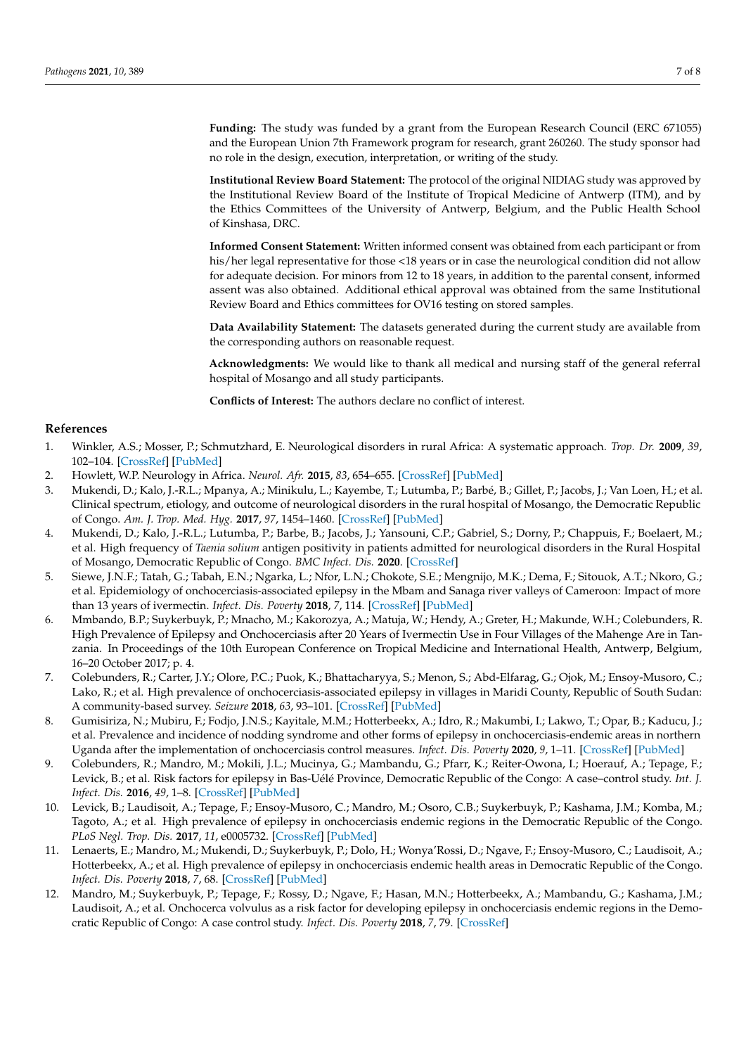**Funding:** The study was funded by a grant from the European Research Council (ERC 671055) and the European Union 7th Framework program for research, grant 260260. The study sponsor had no role in the design, execution, interpretation, or writing of the study.

**Institutional Review Board Statement:** The protocol of the original NIDIAG study was approved by the Institutional Review Board of the Institute of Tropical Medicine of Antwerp (ITM), and by the Ethics Committees of the University of Antwerp, Belgium, and the Public Health School of Kinshasa, DRC.

**Informed Consent Statement:** Written informed consent was obtained from each participant or from his/her legal representative for those <18 years or in case the neurological condition did not allow for adequate decision. For minors from 12 to 18 years, in addition to the parental consent, informed assent was also obtained. Additional ethical approval was obtained from the same Institutional Review Board and Ethics committees for OV16 testing on stored samples.

**Data Availability Statement:** The datasets generated during the current study are available from the corresponding authors on reasonable request.

**Acknowledgments:** We would like to thank all medical and nursing staff of the general referral hospital of Mosango and all study participants.

**Conflicts of Interest:** The authors declare no conflict of interest.

## References

1. Winkler, A.S.; Mosser, P.; Schmutzhard, E. Neurological disorders in rural Africa: A systematic approach. *Trop. Dr.* **2009**, *39*, 102–104. [CrossRef] [PubMed]
2. Howlett, W.P. Neurology in Africa. *Neurol. Afr.* **2015**, *83*, 654–655. [CrossRef] [PubMed]
3. Mukendi, D.; Kalo, J.-R.L.; Mpanya, A.; Minikulu, L.; Kayembe, T.; Lutumba, P.; Barbé, B.; Gillet, P.; Jacobs, J.; Van Loen, H.; et al. Clinical spectrum, etiology, and outcome of neurological disorders in the rural hospital of Mosango, the Democratic Republic of Congo. *Am. J. Trop. Med. Hyg.* **2017**, *97*, 1454–1460. [CrossRef] [PubMed]
4. Mukendi, D.; Kalo, J.-R.L.; Lutumba, P.; Barbe, B.; Jacobs, J.; Yansouni, C.P.; Gabriel, S.; Dorny, P.; Chappuis, F.; Boelaert, M.; et al. High frequency of *Taenia solium* antigen positivity in patients admitted for neurological disorders in the Rural Hospital of Mosango, Democratic Republic of Congo. *BMC Infect. Dis.* **2020**. [CrossRef]
5. Siewe, J.N.F.; Tatah, G.; Tabah, E.N.; Ngarka, L.; Nfor, L.N.; Chokote, S.E.; Mengnijo, M.K.; Dema, F.; Sitouok, A.T.; Nkoro, G.; et al. Epidemiology of onchocerciasis-associated epilepsy in the Mbam and Sanaga river valleys of Cameroon: Impact of more than 13 years of ivermectin. *Infect. Dis. Poverty* **2018**, *7*, 114. [CrossRef] [PubMed]
6. Mmbando, B.P.; Suykerbuyk, P.; Mnacho, M.; Kakorozya, A.; Matuja, W.; Hendy, A.; Greter, H.; Makunde, W.H.; Colebunders, R. High Prevalence of Epilepsy and Onchocerciasis after 20 Years of Ivermectin Use in Four Villages of the Mahenge Are in Tanzania. In Proceedings of the 10th European Conference on Tropical Medicine and International Health, Antwerp, Belgium, 16–20 October 2017; p. 4.
7. Colebunders, R.; Carter, J.Y.; Olore, P.C.; Puok, K.; Bhattacharyya, S.; Menon, S.; Abd-Elfarag, G.; Ojok, M.; Ensoy-Musoro, C.; Lako, R.; et al. High prevalence of onchocerciasis-associated epilepsy in villages in Maridi County, Republic of South Sudan: A community-based survey. *Seizure* **2018**, *63*, 93–101. [CrossRef] [PubMed]
8. Gumisiriza, N.; Mubiru, F.; Fodjo, J.N.S.; Kayitale, M.M.; Hotterbeekx, A.; Idro, R.; Makumbi, I.; Lakwo, T.; Opar, B.; Kaducu, J.; et al. Prevalence and incidence of nodding syndrome and other forms of epilepsy in onchocerciasis-endemic areas in northern Uganda after the implementation of onchocerciasis control measures. *Infect. Dis. Poverty* **2020**, *9*, 1–11. [CrossRef] [PubMed]
9. Colebunders, R.; Mandro, M.; Mokili, J.L.; Mucinya, G.; Mambandu, G.; Pfarr, K.; Reiter-Owona, I.; Hoerauf, A.; Tepage, F.; Levick, B.; et al. Risk factors for epilepsy in Bas-Uélé Province, Democratic Republic of the Congo: A case–control study. *Int. J. Infect. Dis.* **2016**, *49*, 1–8. [CrossRef] [PubMed]
10. Levick, B.; Laudisoit, A.; Tepage, F.; Ensoy-Musoro, C.; Mandro, M.; Osoro, C.B.; Suykerbuyk, P.; Kashama, J.M.; Komba, M.; Tagoto, A.; et al. High prevalence of epilepsy in onchocerciasis endemic regions in the Democratic Republic of the Congo. *PLoS Negl. Trop. Dis.* **2017**, *11*, e0005732. [CrossRef] [PubMed]
11. Lenaerts, E.; Mandro, M.; Mukendi, D.; Suykerbuyk, P.; Dolo, H.; Wonya'Rossi, D.; Ngave, F.; Ensoy-Musoro, C.; Laudisoit, A.; Hotterbeekx, A.; et al. High prevalence of epilepsy in onchocerciasis endemic health areas in Democratic Republic of Congo. *Infect. Dis. Poverty* **2018**, *7*, 68. [CrossRef] [PubMed]
12. Mandro, M.; Suykerbuyk, P.; Tepage, F.; Rossy, D.; Ngave, F.; Hasan, M.N.; Hotterbeekx, A.; Mambandu, G.; Kashama, J.M.; Laudisoit, A.; et al. Onchocerca volvulus as a risk factor for developing epilepsy in onchocerciasis endemic regions in the Democratic Republic of Congo: A case control study. *Infect. Dis. Poverty* **2018**, *7*, 79. [CrossRef]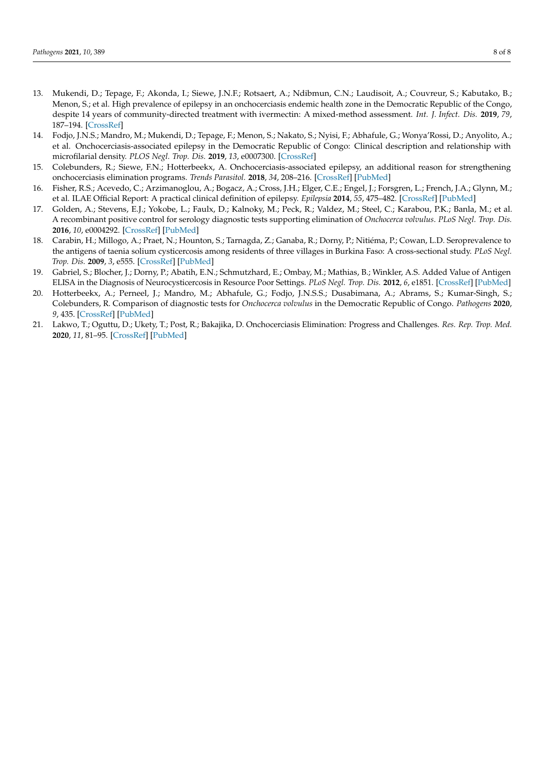13. Mukendi, D.; Tepage, F.; Akonda, I.; Siewe, J.N.F.; Rotsaert, A.; Ndibmun, C.N.; Laudisoit, A.; Couvreur, S.; Kabutako, B.; Menon, S.; et al. High prevalence of epilepsy in an onchocerciasis endemic health zone in the Democratic Republic of the Congo, despite 14 years of community-directed treatment with ivermectin: A mixed-method assessment. *Int. J. Infect. Dis.* **2019**, *79*, 187–194. [CrossRef]
14. Fodjo, J.N.S.; Mandro, M.; Mukendi, D.; Tepage, F.; Menon, S.; Nakato, S.; Nyisi, F.; Abhafule, G.; Wonya'Rossi, D.; Anyolito, A.; et al. Onchocerciasis-associated epilepsy in the Democratic Republic of Congo: Clinical description and relationship with microfilarial density. *PLOS Negl. Trop. Dis.* **2019**, *13*, e0007300. [CrossRef]
15. Colebunders, R.; Siewe, F.N.; Hotterbeekx, A. Onchocerciasis-associated epilepsy, an additional reason for strengthening onchocerciasis elimination programs. *Trends Parasitol.* **2018**, *34*, 208–216. [CrossRef] [PubMed]
16. Fisher, R.S.; Acevedo, C.; Arzimanoglou, A.; Bogacz, A.; Cross, J.H.; Elger, C.E.; Engel, J.; Forsgren, L.; French, J.A.; Glynn, M.; et al. ILAE Official Report: A practical clinical definition of epilepsy. *Epilepsia* **2014**, *55*, 475–482. [CrossRef] [PubMed]
17. Golden, A.; Stevens, E.J.; Yokobe, L.; Faulx, D.; Kalnoky, M.; Peck, R.; Valdez, M.; Steel, C.; Karabou, P.K.; Banla, M.; et al. A recombinant positive control for serology diagnostic tests supporting elimination of *Onchocerca volvulus*. *PLoS Negl. Trop. Dis.* **2016**, *10*, e0004292. [CrossRef] [PubMed]
18. Carabin, H.; Millogo, A.; Praet, N.; Hounton, S.; Tarnagda, Z.; Ganaba, R.; Dorny, P.; Nitiéma, P.; Cowan, L.D. Seroprevalence to the antigens of taenia solium cysticercosis among residents of three villages in Burkina Faso: A cross-sectional study. *PLoS Negl. Trop. Dis.* **2009**, *3*, e555. [CrossRef] [PubMed]
19. Gabriel, S.; Blocher, J.; Dorny, P.; Abatih, E.N.; Schmutzhard, E.; Ombay, M.; Mathias, B.; Winkler, A.S. Added Value of Antigen ELISA in the Diagnosis of Neurocysticercosis in Resource Poor Settings. *PLoS Negl. Trop. Dis.* **2012**, *6*, e1851. [CrossRef] [PubMed]
20. Hotterbeekx, A.; Perneel, J.; Mandro, M.; Abhafule, G.; Fodjo, J.N.S.S.; Dusabimana, A.; Abrams, S.; Kumar-Singh, S.; Colebunders, R. Comparison of diagnostic tests for *Onchocerca volvulus* in the Democratic Republic of Congo. *Pathogens* **2020**, *9*, 435. [CrossRef] [PubMed]
21. Lakwo, T.; Oguttu, D.; Ukety, T.; Post, R.; Bakajika, D. Onchocerciasis Elimination: Progress and Challenges. *Res. Rep. Trop. Med.* **2020**, *11*, 81–95. [CrossRef] [PubMed]